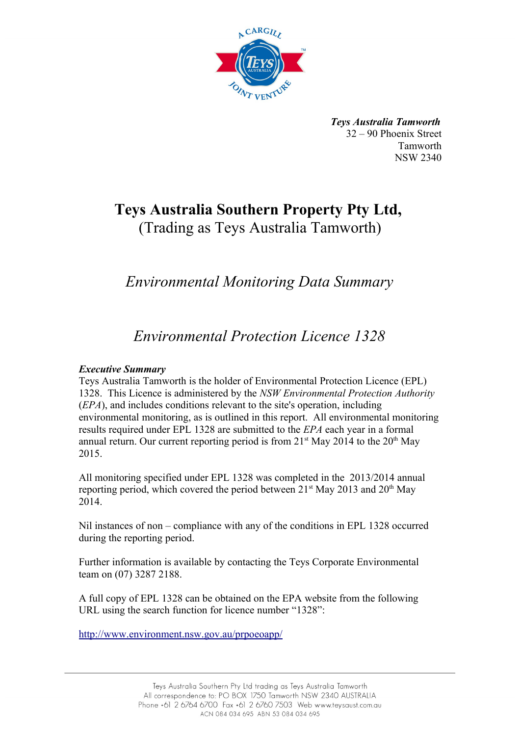***Teys Australia Tamworth***
32 – 90 Phoenix Street
Tamworth
NSW 2340

# Teys Australia Southern Property Pty Ltd,
(Trading as Teys Australia Tamworth)

## *Environmental Monitoring Data Summary*

## *Environmental Protection Licence 1328*

***Executive Summary***

Teys Australia Tamworth is the holder of Environmental Protection Licence (EPL) 1328. This Licence is administered by the *NSW Environmental Protection Authority* (*EPA*), and includes conditions relevant to the site's operation, including environmental monitoring, as is outlined in this report. All environmental monitoring results required under EPL 1328 are submitted to the *EPA* each year in a formal annual return. Our current reporting period is from 21st May 2014 to the 20th May 2015.

All monitoring specified under EPL 1328 was completed in the 2013/2014 annual reporting period, which covered the period between 21st May 2013 and 20th May 2014.

Nil instances of non – compliance with any of the conditions in EPL 1328 occurred during the reporting period.

Further information is available by contacting the Teys Corporate Environmental team on (07) 3287 2188.

A full copy of EPL 1328 can be obtained on the EPA website from the following URL using the search function for licence number "1328":

http://www.environment.nsw.gov.au/prpoeoapp/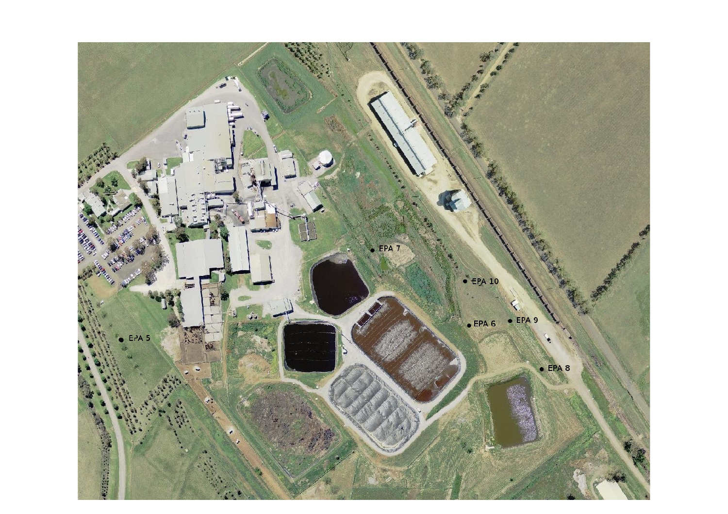EPA 7

EPA 10

EPA 6

EPA 9

EPA 5

EPA 8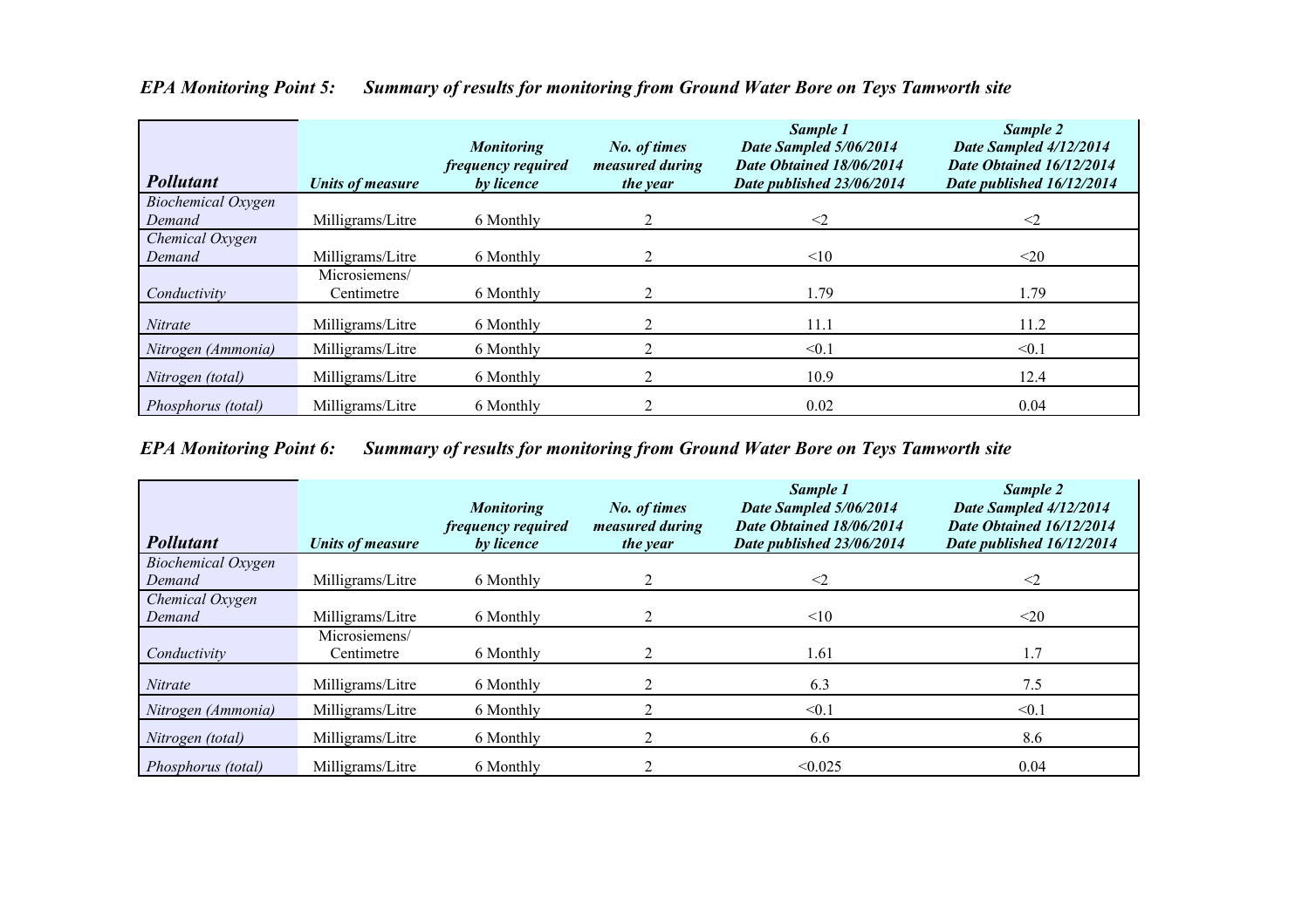### *EPA Monitoring Point 5: Summary of results for monitoring from Ground Water Bore on Teys Tamworth site*

| ***Pollutant*** | ***Units of measure*** | ***Monitoring frequency required by licence*** | ***No. of times measured during the year*** | ***Sample 1 Date Sampled 5/06/2014 Date Obtained 18/06/2014 Date published 23/06/2014*** | ***Sample 2 Date Sampled 4/12/2014 Date Obtained 16/12/2014 Date published 16/12/2014*** |
|---|---|---|---|---|---|
| *Biochemical Oxygen Demand* | Milligrams/Litre | 6 Monthly | 2 | <2 | <2 |
| *Chemical Oxygen Demand* | Milligrams/Litre | 6 Monthly | 2 | <10 | <20 |
| *Conductivity* | Microsiemens/ Centimetre | 6 Monthly | 2 | 1.79 | 1.79 |
| *Nitrate* | Milligrams/Litre | 6 Monthly | 2 | 11.1 | 11.2 |
| *Nitrogen (Ammonia)* | Milligrams/Litre | 6 Monthly | 2 | <0.1 | <0.1 |
| *Nitrogen (total)* | Milligrams/Litre | 6 Monthly | 2 | 10.9 | 12.4 |
| *Phosphorus (total)* | Milligrams/Litre | 6 Monthly | 2 | 0.02 | 0.04 |

### *EPA Monitoring Point 6: Summary of results for monitoring from Ground Water Bore on Teys Tamworth site*

| ***Pollutant*** | ***Units of measure*** | ***Monitoring frequency required by licence*** | ***No. of times measured during the year*** | ***Sample 1 Date Sampled 5/06/2014 Date Obtained 18/06/2014 Date published 23/06/2014*** | ***Sample 2 Date Sampled 4/12/2014 Date Obtained 16/12/2014 Date published 16/12/2014*** |
|---|---|---|---|---|---|
| *Biochemical Oxygen Demand* | Milligrams/Litre | 6 Monthly | 2 | <2 | <2 |
| *Chemical Oxygen Demand* | Milligrams/Litre | 6 Monthly | 2 | <10 | <20 |
| *Conductivity* | Microsiemens/ Centimetre | 6 Monthly | 2 | 1.61 | 1.7 |
| *Nitrate* | Milligrams/Litre | 6 Monthly | 2 | 6.3 | 7.5 |
| *Nitrogen (Ammonia)* | Milligrams/Litre | 6 Monthly | 2 | <0.1 | <0.1 |
| *Nitrogen (total)* | Milligrams/Litre | 6 Monthly | 2 | 6.6 | 8.6 |
| *Phosphorus (total)* | Milligrams/Litre | 6 Monthly | 2 | <0.025 | 0.04 |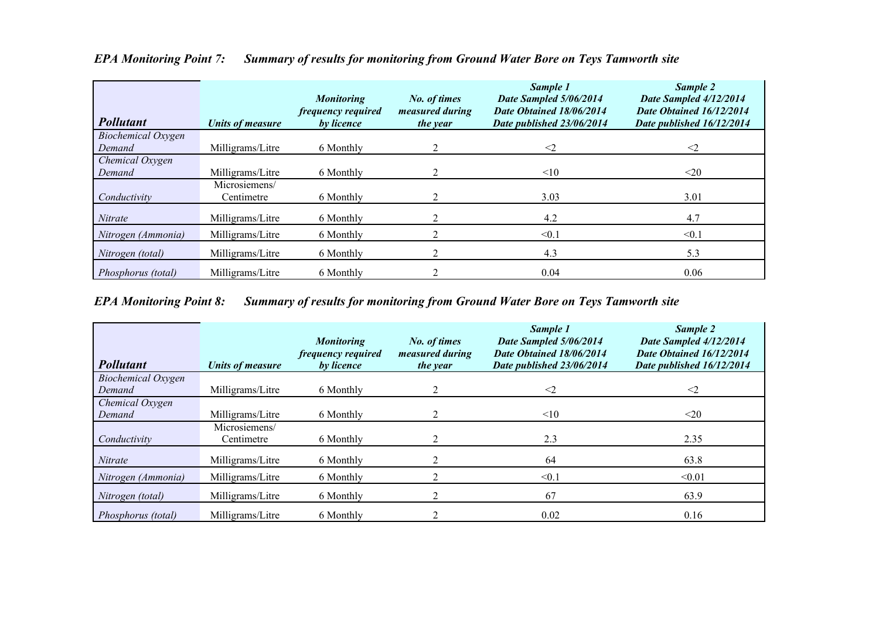### *EPA Monitoring Point 7: Summary of results for monitoring from Ground Water Bore on Teys Tamworth site*

| ***Pollutant*** | ***Units of measure*** | ***Monitoring frequency required by licence*** | ***No. of times measured during the year*** | ***Sample 1 Date Sampled 5/06/2014 Date Obtained 18/06/2014 Date published 23/06/2014*** | ***Sample 2 Date Sampled 4/12/2014 Date Obtained 16/12/2014 Date published 16/12/2014*** |
|---|---|---|---|---|---|
| *Biochemical Oxygen Demand* | Milligrams/Litre | 6 Monthly | 2 | <2 | <2 |
| *Chemical Oxygen Demand* | Milligrams/Litre | 6 Monthly | 2 | <10 | <20 |
| *Conductivity* | Microsiemens/ Centimetre | 6 Monthly | 2 | 3.03 | 3.01 |
| *Nitrate* | Milligrams/Litre | 6 Monthly | 2 | 4.2 | 4.7 |
| *Nitrogen (Ammonia)* | Milligrams/Litre | 6 Monthly | 2 | <0.1 | <0.1 |
| *Nitrogen (total)* | Milligrams/Litre | 6 Monthly | 2 | 4.3 | 5.3 |
| *Phosphorus (total)* | Milligrams/Litre | 6 Monthly | 2 | 0.04 | 0.06 |

### *EPA Monitoring Point 8: Summary of results for monitoring from Ground Water Bore on Teys Tamworth site*

| ***Pollutant*** | ***Units of measure*** | ***Monitoring frequency required by licence*** | ***No. of times measured during the year*** | ***Sample 1 Date Sampled 5/06/2014 Date Obtained 18/06/2014 Date published 23/06/2014*** | ***Sample 2 Date Sampled 4/12/2014 Date Obtained 16/12/2014 Date published 16/12/2014*** |
|---|---|---|---|---|---|
| *Biochemical Oxygen Demand* | Milligrams/Litre | 6 Monthly | 2 | <2 | <2 |
| *Chemical Oxygen Demand* | Milligrams/Litre | 6 Monthly | 2 | <10 | <20 |
| *Conductivity* | Microsiemens/ Centimetre | 6 Monthly | 2 | 2.3 | 2.35 |
| *Nitrate* | Milligrams/Litre | 6 Monthly | 2 | 64 | 63.8 |
| *Nitrogen (Ammonia)* | Milligrams/Litre | 6 Monthly | 2 | <0.1 | <0.01 |
| *Nitrogen (total)* | Milligrams/Litre | 6 Monthly | 2 | 67 | 63.9 |
| *Phosphorus (total)* | Milligrams/Litre | 6 Monthly | 2 | 0.02 | 0.16 |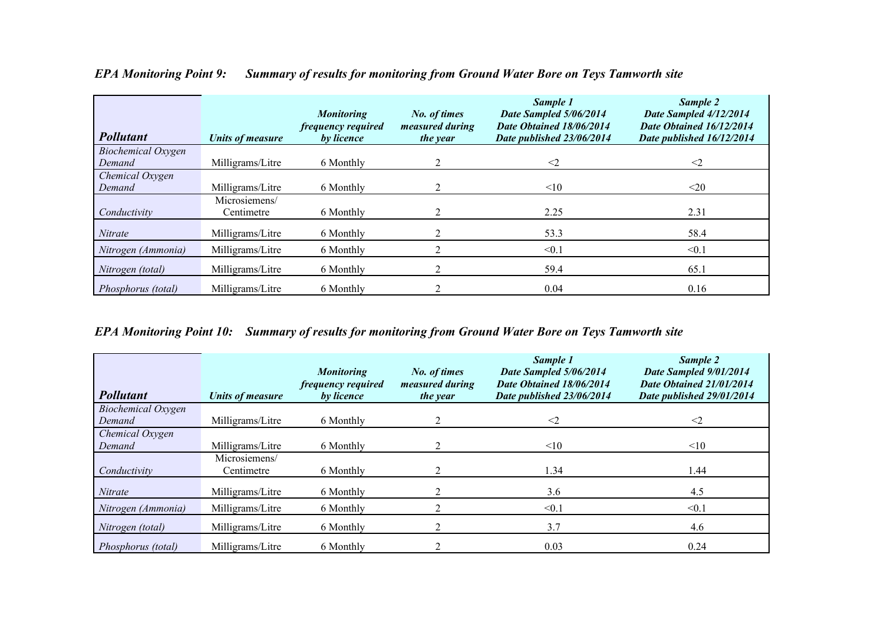### *EPA Monitoring Point 9: Summary of results for monitoring from Ground Water Bore on Teys Tamworth site*

| ***Pollutant*** | ***Units of measure*** | ***Monitoring frequency required by licence*** | ***No. of times measured during the year*** | ***Sample 1 Date Sampled 5/06/2014 Date Obtained 18/06/2014 Date published 23/06/2014*** | ***Sample 2 Date Sampled 4/12/2014 Date Obtained 16/12/2014 Date published 16/12/2014*** |
|---|---|---|---|---|---|
| *Biochemical Oxygen Demand* | Milligrams/Litre | 6 Monthly | 2 | <2 | <2 |
| *Chemical Oxygen Demand* | Milligrams/Litre | 6 Monthly | 2 | <10 | <20 |
| *Conductivity* | Microsiemens/ Centimetre | 6 Monthly | 2 | 2.25 | 2.31 |
| *Nitrate* | Milligrams/Litre | 6 Monthly | 2 | 53.3 | 58.4 |
| *Nitrogen (Ammonia)* | Milligrams/Litre | 6 Monthly | 2 | <0.1 | <0.1 |
| *Nitrogen (total)* | Milligrams/Litre | 6 Monthly | 2 | 59.4 | 65.1 |
| *Phosphorus (total)* | Milligrams/Litre | 6 Monthly | 2 | 0.04 | 0.16 |

### *EPA Monitoring Point 10: Summary of results for monitoring from Ground Water Bore on Teys Tamworth site*

| ***Pollutant*** | ***Units of measure*** | ***Monitoring frequency required by licence*** | ***No. of times measured during the year*** | ***Sample 1 Date Sampled 5/06/2014 Date Obtained 18/06/2014 Date published 23/06/2014*** | ***Sample 2 Date Sampled 9/01/2014 Date Obtained 21/01/2014 Date published 29/01/2014*** |
|---|---|---|---|---|---|
| *Biochemical Oxygen Demand* | Milligrams/Litre | 6 Monthly | 2 | <2 | <2 |
| *Chemical Oxygen Demand* | Milligrams/Litre | 6 Monthly | 2 | <10 | <10 |
| *Conductivity* | Microsiemens/ Centimetre | 6 Monthly | 2 | 1.34 | 1.44 |
| *Nitrate* | Milligrams/Litre | 6 Monthly | 2 | 3.6 | 4.5 |
| *Nitrogen (Ammonia)* | Milligrams/Litre | 6 Monthly | 2 | <0.1 | <0.1 |
| *Nitrogen (total)* | Milligrams/Litre | 6 Monthly | 2 | 3.7 | 4.6 |
| *Phosphorus (total)* | Milligrams/Litre | 6 Monthly | 2 | 0.03 | 0.24 |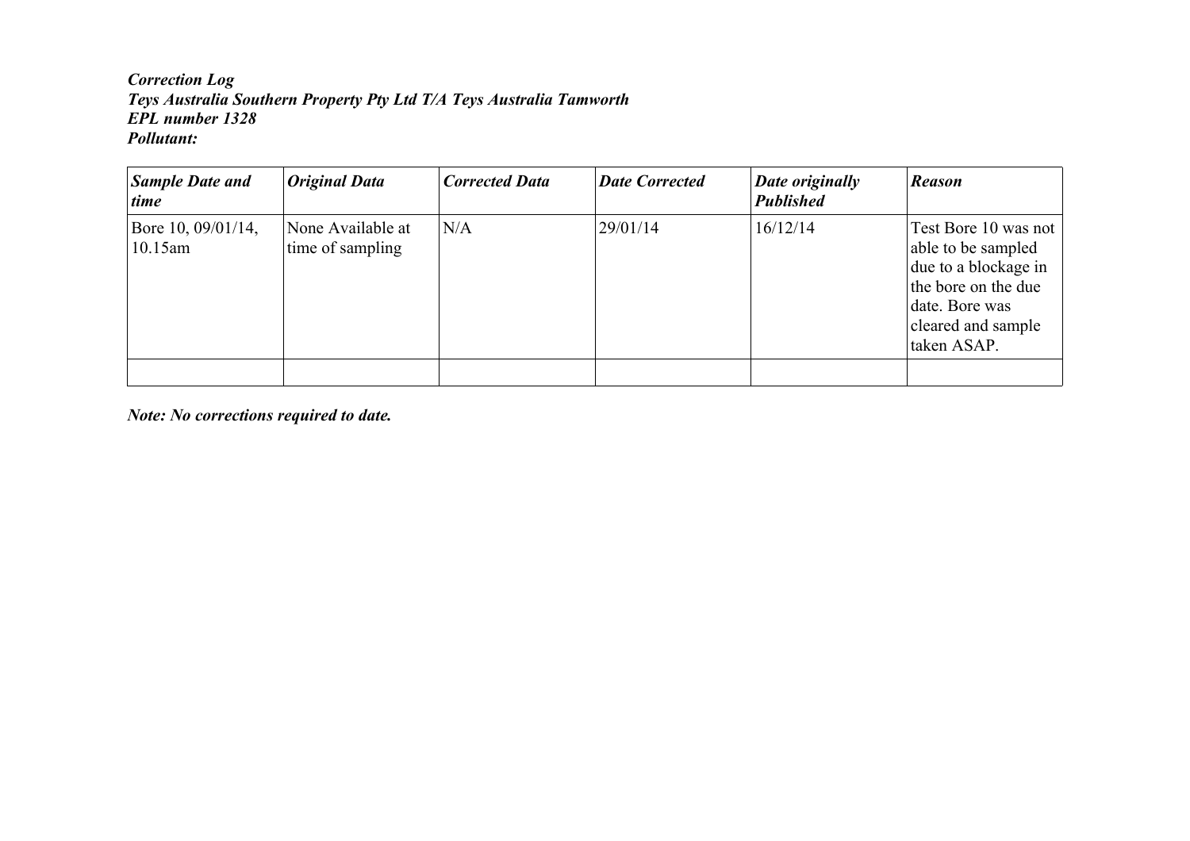***Correction Log***
***Teys Australia Southern Property Pty Ltd T/A Teys Australia Tamworth***
***EPL number 1328***
***Pollutant:***

| ***Sample Date and time*** | ***Original Data*** | ***Corrected Data*** | ***Date Corrected*** | ***Date originally Published*** | ***Reason*** |
|---|---|---|---|---|---|
| Bore 10, 09/01/14, 10.15am | None Available at time of sampling | N/A | 29/01/14 | 16/12/14 | Test Bore 10 was not able to be sampled due to a blockage in the bore on the due date. Bore was cleared and sample taken ASAP. |
| | | | | | |

***Note: No corrections required to date.***